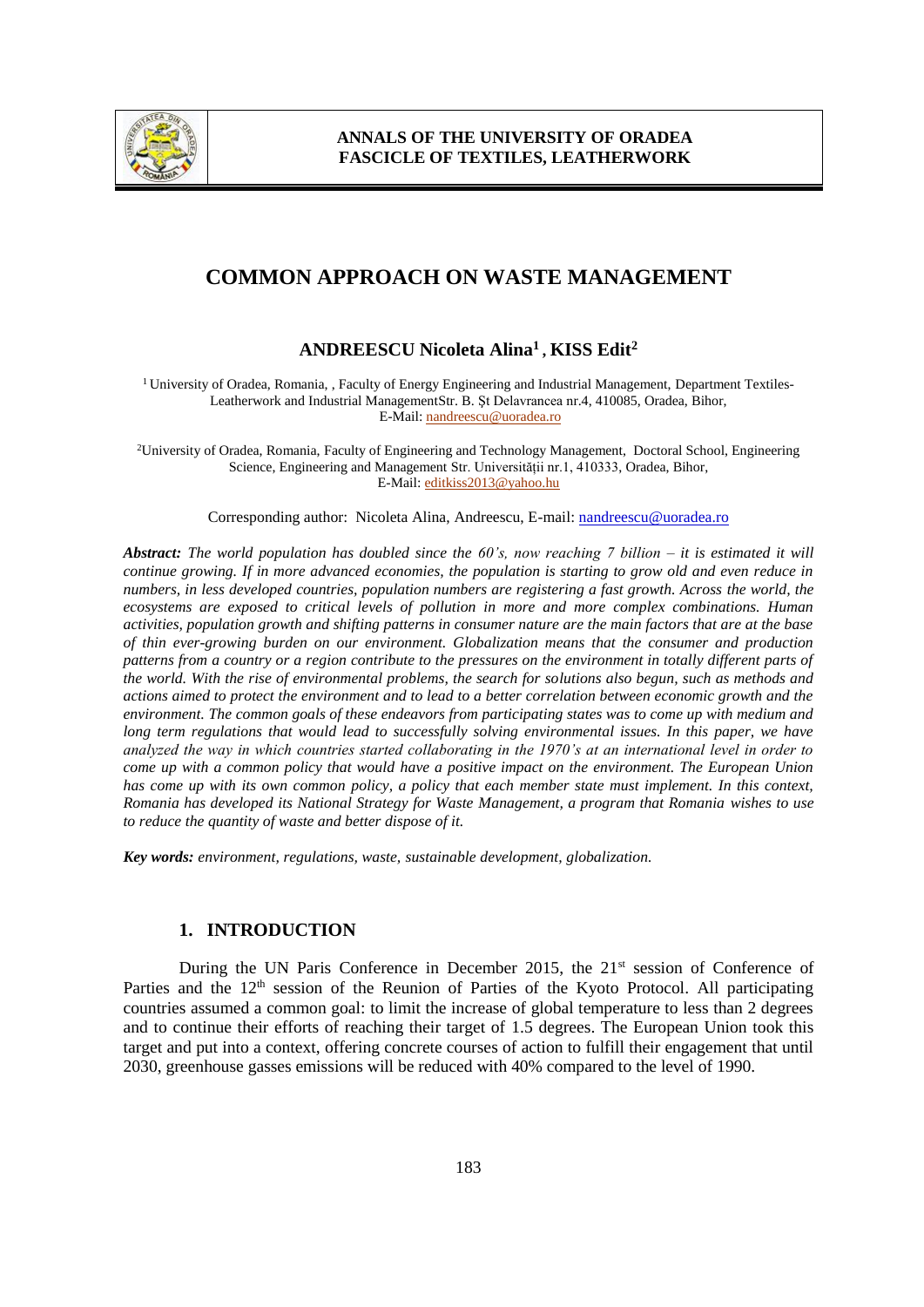# COMMON APPROACH ON WASTE MANAGEMENT

**ANDREESCU Nicoleta Alina[1], KISS Edit[2]**

[1] University of Oradea, Romania, , Faculty of Energy Engineering and Industrial Management, Department Textiles-Leatherwork and Industrial ManagementStr. B. Şt Delavrancea nr.4, 410085, Oradea, Bihor, E-Mail: nandreescu@uoradea.ro

[2]University of Oradea, Romania, Faculty of Engineering and Technology Management, Doctoral School, Engineering Science, Engineering and Management Str. Universităţii nr.1, 410333, Oradea, Bihor, E-Mail: editkiss2013@yahoo.hu

Corresponding author: Nicoleta Alina, Andreescu, E-mail: nandreescu@uoradea.ro

***Abstract:*** *The world population has doubled since the 60's, now reaching 7 billion – it is estimated it will continue growing. If in more advanced economies, the population is starting to grow old and even reduce in numbers, in less developed countries, population numbers are registering a fast growth. Across the world, the ecosystems are exposed to critical levels of pollution in more and more complex combinations. Human activities, population growth and shifting patterns in consumer nature are the main factors that are at the base of thin ever-growing burden on our environment. Globalization means that the consumer and production patterns from a country or a region contribute to the pressures on the environment in totally different parts of the world. With the rise of environmental problems, the search for solutions also begun, such as methods and actions aimed to protect the environment and to lead to a better correlation between economic growth and the environment. The common goals of these endeavors from participating states was to come up with medium and long term regulations that would lead to successfully solving environmental issues. In this paper, we have analyzed the way in which countries started collaborating in the 1970's at an international level in order to come up with a common policy that would have a positive impact on the environment. The European Union has come up with its own common policy, a policy that each member state must implement. In this context, Romania has developed its National Strategy for Waste Management, a program that Romania wishes to use to reduce the quantity of waste and better dispose of it.*

***Key words:*** *environment, regulations, waste, sustainable development, globalization.*

## 1. INTRODUCTION

During the UN Paris Conference in December 2015, the 21st session of Conference of Parties and the 12th session of the Reunion of Parties of the Kyoto Protocol. All participating countries assumed a common goal: to limit the increase of global temperature to less than 2 degrees and to continue their efforts of reaching their target of 1.5 degrees. The European Union took this target and put into a context, offering concrete courses of action to fulfill their engagement that until 2030, greenhouse gasses emissions will be reduced with 40% compared to the level of 1990.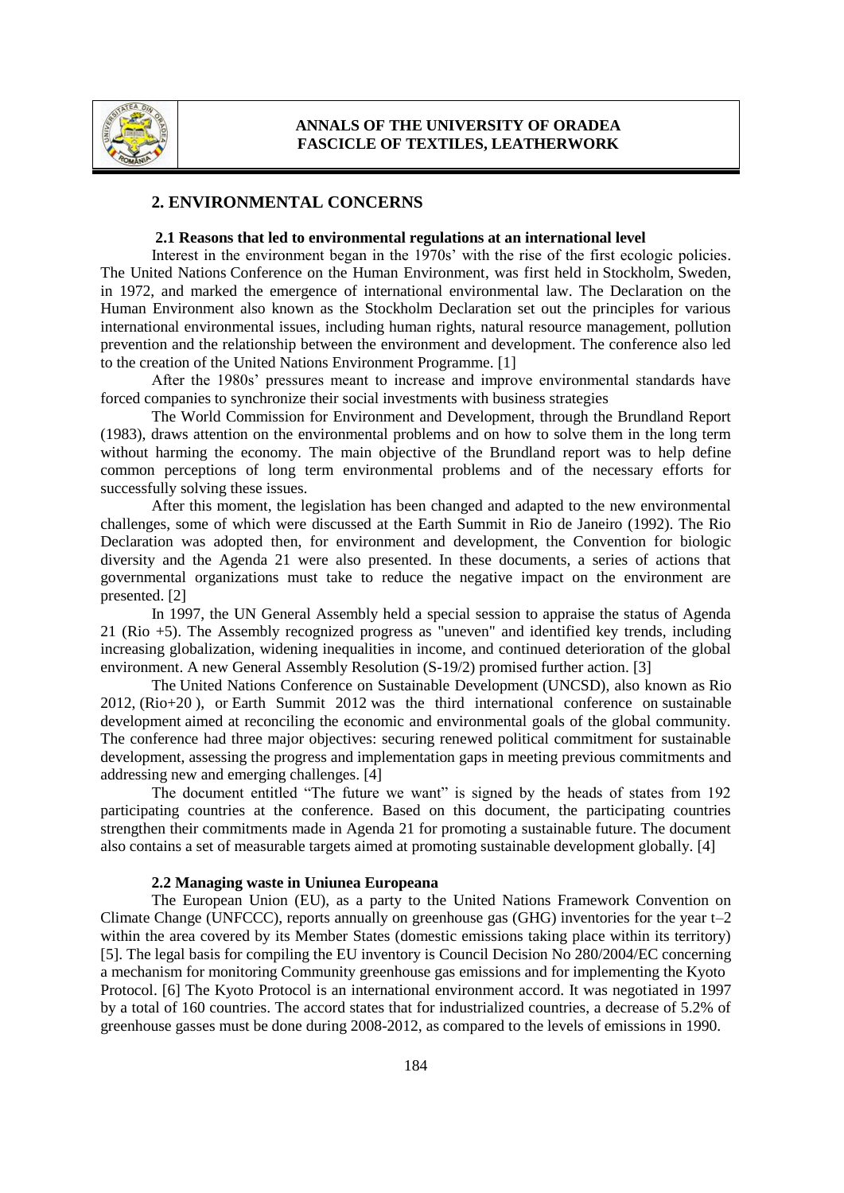## 2. ENVIRONMENTAL CONCERNS

### 2.1 Reasons that led to environmental regulations at an international level

Interest in the environment began in the 1970s' with the rise of the first ecologic policies. The United Nations Conference on the Human Environment, was first held in Stockholm, Sweden, in 1972, and marked the emergence of international environmental law. The Declaration on the Human Environment also known as the Stockholm Declaration set out the principles for various international environmental issues, including human rights, natural resource management, pollution prevention and the relationship between the environment and development. The conference also led to the creation of the United Nations Environment Programme. [1]

After the 1980s' pressures meant to increase and improve environmental standards have forced companies to synchronize their social investments with business strategies

The World Commission for Environment and Development, through the Brundland Report (1983), draws attention on the environmental problems and on how to solve them in the long term without harming the economy. The main objective of the Brundland report was to help define common perceptions of long term environmental problems and of the necessary efforts for successfully solving these issues.

After this moment, the legislation has been changed and adapted to the new environmental challenges, some of which were discussed at the Earth Summit in Rio de Janeiro (1992). The Rio Declaration was adopted then, for environment and development, the Convention for biologic diversity and the Agenda 21 were also presented. In these documents, a series of actions that governmental organizations must take to reduce the negative impact on the environment are presented. [2]

In 1997, the UN General Assembly held a special session to appraise the status of Agenda 21 (Rio +5). The Assembly recognized progress as "uneven" and identified key trends, including increasing globalization, widening inequalities in income, and continued deterioration of the global environment. A new General Assembly Resolution (S-19/2) promised further action. [3]

The United Nations Conference on Sustainable Development (UNCSD), also known as Rio 2012, (Rio+20 ), or Earth Summit 2012 was the third international conference on sustainable development aimed at reconciling the economic and environmental goals of the global community. The conference had three major objectives: securing renewed political commitment for sustainable development, assessing the progress and implementation gaps in meeting previous commitments and addressing new and emerging challenges. [4]

The document entitled "The future we want" is signed by the heads of states from 192 participating countries at the conference. Based on this document, the participating countries strengthen their commitments made in Agenda 21 for promoting a sustainable future. The document also contains a set of measurable targets aimed at promoting sustainable development globally. [4]

### 2.2 Managing waste in Uniunea Europeana

The European Union (EU), as a party to the United Nations Framework Convention on Climate Change (UNFCCC), reports annually on greenhouse gas (GHG) inventories for the year t–2 within the area covered by its Member States (domestic emissions taking place within its territory) [5]. The legal basis for compiling the EU inventory is Council Decision No 280/2004/EC concerning a mechanism for monitoring Community greenhouse gas emissions and for implementing the Kyoto Protocol. [6] The Kyoto Protocol is an international environment accord. It was negotiated in 1997 by a total of 160 countries. The accord states that for industrialized countries, a decrease of 5.2% of greenhouse gasses must be done during 2008-2012, as compared to the levels of emissions in 1990.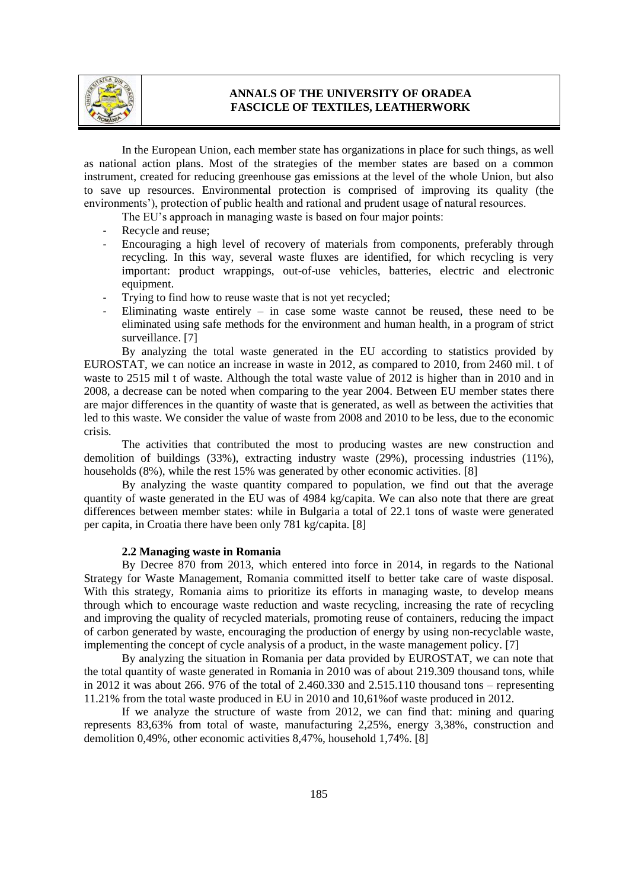In the European Union, each member state has organizations in place for such things, as well as national action plans. Most of the strategies of the member states are based on a common instrument, created for reducing greenhouse gas emissions at the level of the whole Union, but also to save up resources. Environmental protection is comprised of improving its quality (the environments'), protection of public health and rational and prudent usage of natural resources.

The EU's approach in managing waste is based on four major points:

- Recycle and reuse;
- Encouraging a high level of recovery of materials from components, preferably through recycling. In this way, several waste fluxes are identified, for which recycling is very important: product wrappings, out-of-use vehicles, batteries, electric and electronic equipment.
- Trying to find how to reuse waste that is not yet recycled;
- Eliminating waste entirely – in case some waste cannot be reused, these need to be eliminated using safe methods for the environment and human health, in a program of strict surveillance. [7]

By analyzing the total waste generated in the EU according to statistics provided by EUROSTAT, we can notice an increase in waste in 2012, as compared to 2010, from 2460 mil. t of waste to 2515 mil t of waste. Although the total waste value of 2012 is higher than in 2010 and in 2008, a decrease can be noted when comparing to the year 2004. Between EU member states there are major differences in the quantity of waste that is generated, as well as between the activities that led to this waste. We consider the value of waste from 2008 and 2010 to be less, due to the economic crisis.

The activities that contributed the most to producing wastes are new construction and demolition of buildings (33%), extracting industry waste (29%), processing industries (11%), households (8%), while the rest 15% was generated by other economic activities. [8]

By analyzing the waste quantity compared to population, we find out that the average quantity of waste generated in the EU was of 4984 kg/capita. We can also note that there are great differences between member states: while in Bulgaria a total of 22.1 tons of waste were generated per capita, in Croatia there have been only 781 kg/capita. [8]

### 2.2 Managing waste in Romania

By Decree 870 from 2013, which entered into force in 2014, in regards to the National Strategy for Waste Management, Romania committed itself to better take care of waste disposal. With this strategy, Romania aims to prioritize its efforts in managing waste, to develop means through which to encourage waste reduction and waste recycling, increasing the rate of recycling and improving the quality of recycled materials, promoting reuse of containers, reducing the impact of carbon generated by waste, encouraging the production of energy by using non-recyclable waste, implementing the concept of cycle analysis of a product, in the waste management policy. [7]

By analyzing the situation in Romania per data provided by EUROSTAT, we can note that the total quantity of waste generated in Romania in 2010 was of about 219.309 thousand tons, while in 2012 it was about 266. 976 of the total of 2.460.330 and 2.515.110 thousand tons – representing 11.21% from the total waste produced in EU in 2010 and 10,61%of waste produced in 2012.

If we analyze the structure of waste from 2012, we can find that: mining and quaring represents 83,63% from total of waste, manufacturing 2,25%, energy 3,38%, construction and demolition 0,49%, other economic activities 8,47%, household 1,74%. [8]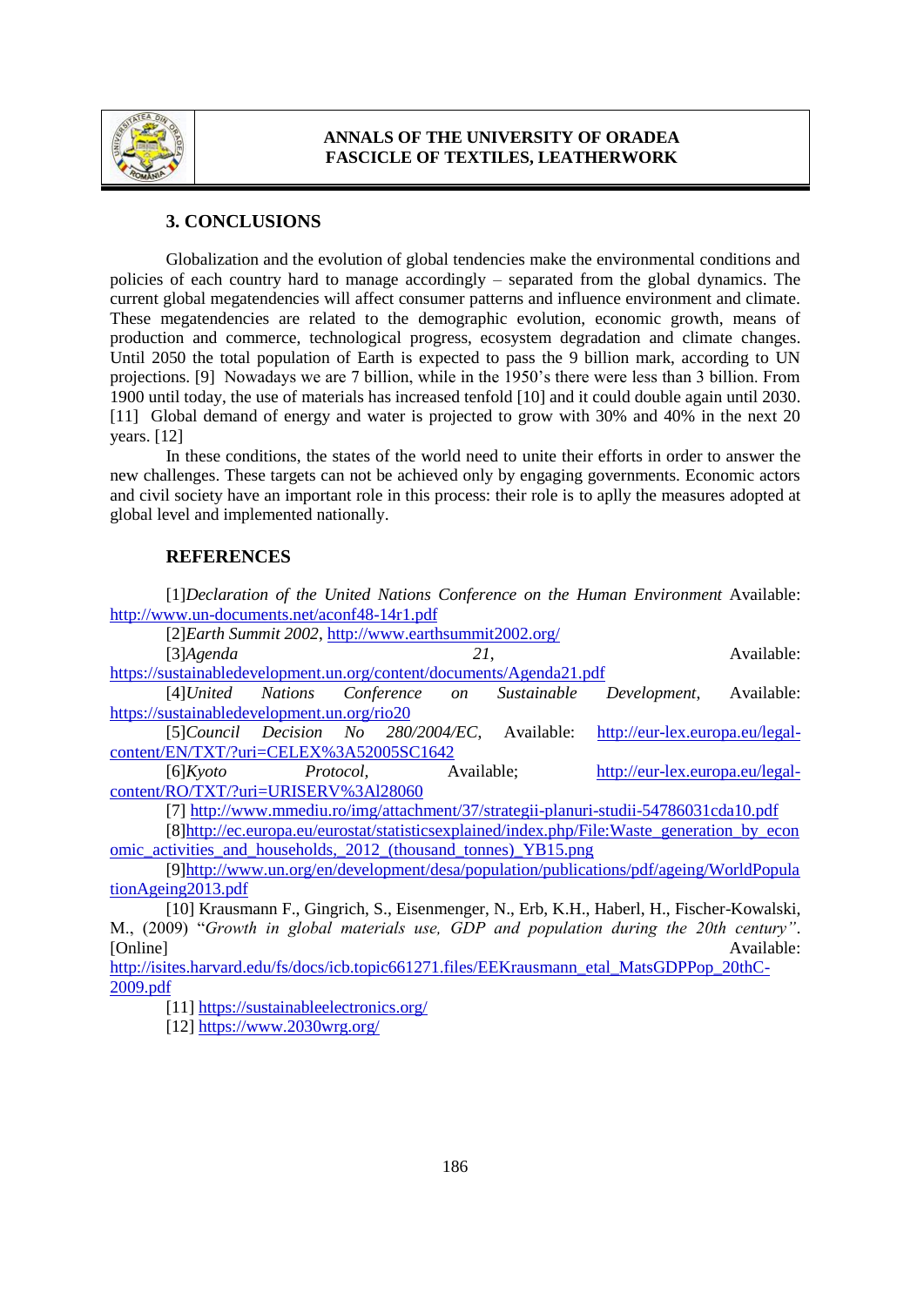## 3. CONCLUSIONS

Globalization and the evolution of global tendencies make the environmental conditions and policies of each country hard to manage accordingly – separated from the global dynamics. The current global megatendencies will affect consumer patterns and influence environment and climate. These megatendencies are related to the demographic evolution, economic growth, means of production and commerce, technological progress, ecosystem degradation and climate changes. Until 2050 the total population of Earth is expected to pass the 9 billion mark, according to UN projections. [9] Nowadays we are 7 billion, while in the 1950's there were less than 3 billion. From 1900 until today, the use of materials has increased tenfold [10] and it could double again until 2030. [11] Global demand of energy and water is projected to grow with 30% and 40% in the next 20 years. [12]

In these conditions, the states of the world need to unite their efforts in order to answer the new challenges. These targets can not be achieved only by engaging governments. Economic actors and civil society have an important role in this process: their role is to aplly the measures adopted at global level and implemented nationally.

## REFERENCES

[1]*Declaration of the United Nations Conference on the Human Environment* Available: http://www.un-documents.net/aconf48-14r1.pdf

[2]*Earth Summit 2002*, http://www.earthsummit2002.org/

[3]*Agenda 21*, Available: https://sustainabledevelopment.un.org/content/documents/Agenda21.pdf

[4]*United Nations Conference on Sustainable Development*, Available: https://sustainabledevelopment.un.org/rio20

[5]*Council Decision No 280/2004/EC*, Available: http://eur-lex.europa.eu/legal-content/EN/TXT/?uri=CELEX%3A52005SC1642

[6]*Kyoto Protocol*, Available; http://eur-lex.europa.eu/legal-content/RO/TXT/?uri=URISERV%3Al28060

[7] http://www.mmediu.ro/img/attachment/37/strategii-planuri-studii-54786031cda10.pdf

[8]http://ec.europa.eu/eurostat/statisticsexplained/index.php/File:Waste_generation_by_economic_activities_and_households,_2012_(thousand_tonnes)_YB15.png

[9]http://www.un.org/en/development/desa/population/publications/pdf/ageing/WorldPopulationAgeing2013.pdf

[10] Krausmann F., Gingrich, S., Eisenmenger, N., Erb, K.H., Haberl, H., Fischer-Kowalski, M., (2009) "*Growth in global materials use, GDP and population during the 20th century"*. [Online] Available: http://isites.harvard.edu/fs/docs/icb.topic661271.files/EEKrausmann_etal_MatsGDPPop_20thC-2009.pdf

[11] https://sustainableelectronics.org/

[12] https://www.2030wrg.org/